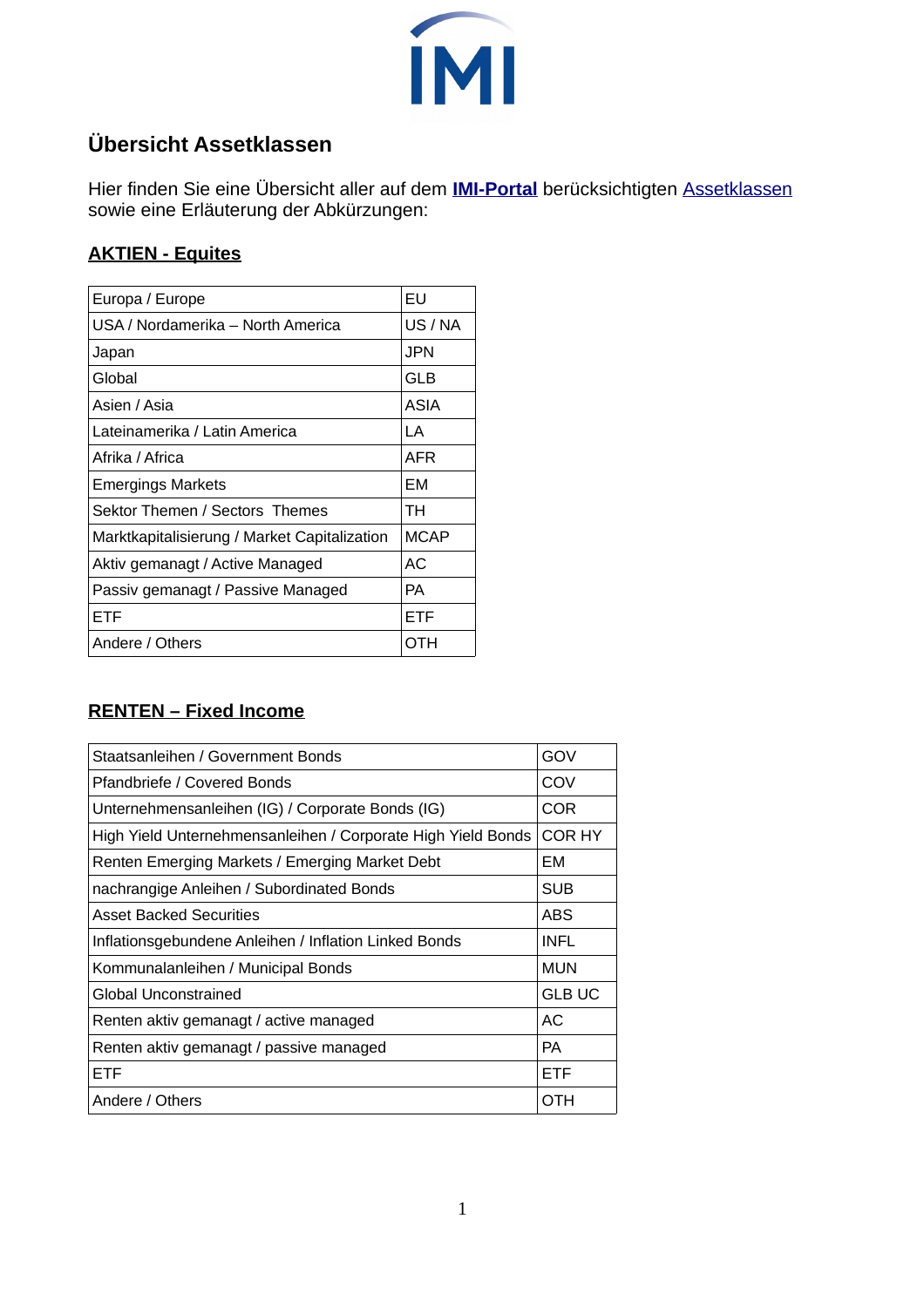## Übersicht Assetklassen

Hier finden Sie eine Übersicht aller auf dem **IMI-Portal** berücksichtigten Assetklassen sowie eine Erläuterung der Abkürzungen:

### AKTIEN - Equites

| | |
|---|---|
| Europa / Europe | EU |
| USA / Nordamerika – North America | US / NA |
| Japan | JPN |
| Global | GLB |
| Asien / Asia | ASIA |
| Lateinamerika / Latin America | LA |
| Afrika / Africa | AFR |
| Emergings Markets | EM |
| Sektor Themen / Sectors Themes | TH |
| Marktkapitalisierung / Market Capitalization | MCAP |
| Aktiv gemanagt / Active Managed | AC |
| Passiv gemanagt / Passive Managed | PA |
| ETF | ETF |
| Andere / Others | OTH |

### RENTEN – Fixed Income

| | |
|---|---|
| Staatsanleihen / Government Bonds | GOV |
| Pfandbriefe / Covered Bonds | COV |
| Unternehmensanleihen (IG) / Corporate Bonds (IG) | COR |
| High Yield Unternehmensanleihen / Corporate High Yield Bonds | COR HY |
| Renten Emerging Markets / Emerging Market Debt | EM |
| nachrangige Anleihen / Subordinated Bonds | SUB |
| Asset Backed Securities | ABS |
| Inflationsgebundene Anleihen / Inflation Linked Bonds | INFL |
| Kommunalanleihen / Municipal Bonds | MUN |
| Global Unconstrained | GLB UC |
| Renten aktiv gemanagt / active managed | AC |
| Renten aktiv gemanagt / passive managed | PA |
| ETF | ETF |
| Andere / Others | OTH |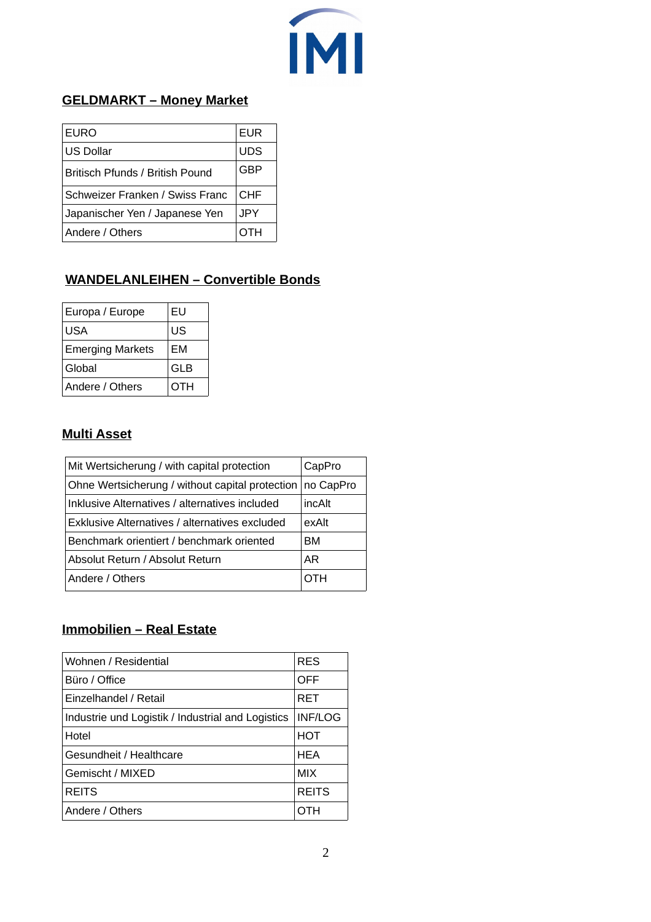## GELDMARKT – Money Market

| EURO | EUR |
| --- | --- |
| US Dollar | UDS |
| Britisch Pfunds / British Pound | GBP |
| Schweizer Franken / Swiss Franc | CHF |
| Japanischer Yen / Japanese Yen | JPY |
| Andere / Others | OTH |

## WANDELANLEIHEN – Convertible Bonds

| Europa / Europe | EU |
| --- | --- |
| USA | US |
| Emerging Markets | EM |
| Global | GLB |
| Andere / Others | OTH |

## Multi Asset

| Mit Wertsicherung / with capital protection | CapPro |
| --- | --- |
| Ohne Wertsicherung / without capital protection | no CapPro |
| Inklusive Alternatives / alternatives included | incAlt |
| Exklusive Alternatives / alternatives excluded | exAlt |
| Benchmark orientiert / benchmark oriented | BM |
| Absolut Return / Absolut Return | AR |
| Andere / Others | OTH |

## Immobilien – Real Estate

| Wohnen / Residential | RES |
| --- | --- |
| Büro / Office | OFF |
| Einzelhandel / Retail | RET |
| Industrie und Logistik / Industrial and Logistics | INF/LOG |
| Hotel | HOT |
| Gesundheit / Healthcare | HEA |
| Gemischt / MIXED | MIX |
| REITS | REITS |
| Andere / Others | OTH |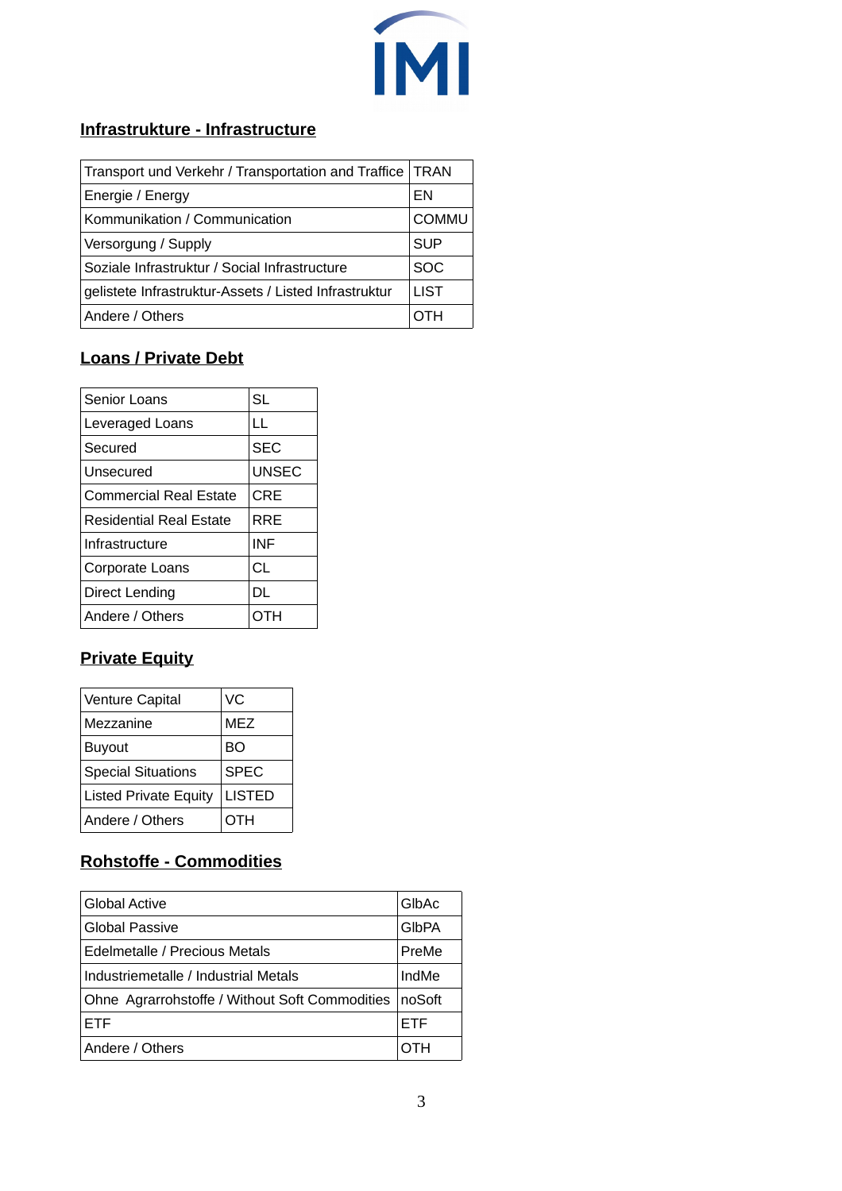## Infrastrukture - Infrastructure

| | |
|---|---|
| Transport und Verkehr / Transportation and Traffice | TRAN |
| Energie / Energy | EN |
| Kommunikation / Communication | COMMU |
| Versorgung / Supply | SUP |
| Soziale Infrastruktur / Social Infrastructure | SOC |
| gelistete Infrastruktur-Assets / Listed Infrastruktur | LIST |
| Andere / Others | OTH |

## Loans / Private Debt

| | |
|---|---|
| Senior Loans | SL |
| Leveraged Loans | LL |
| Secured | SEC |
| Unsecured | UNSEC |
| Commercial Real Estate | CRE |
| Residential Real Estate | RRE |
| Infrastructure | INF |
| Corporate Loans | CL |
| Direct Lending | DL |
| Andere / Others | OTH |

## Private Equity

| | |
|---|---|
| Venture Capital | VC |
| Mezzanine | MEZ |
| Buyout | BO |
| Special Situations | SPEC |
| Listed Private Equity | LISTED |
| Andere / Others | OTH |

## Rohstoffe - Commodities

| | |
|---|---|
| Global Active | GlbAc |
| Global Passive | GlbPA |
| Edelmetalle / Precious Metals | PreMe |
| Industriemetalle / Industrial Metals | IndMe |
| Ohne Agrarrohstoffe / Without Soft Commodities | noSoft |
| ETF | ETF |
| Andere / Others | OTH |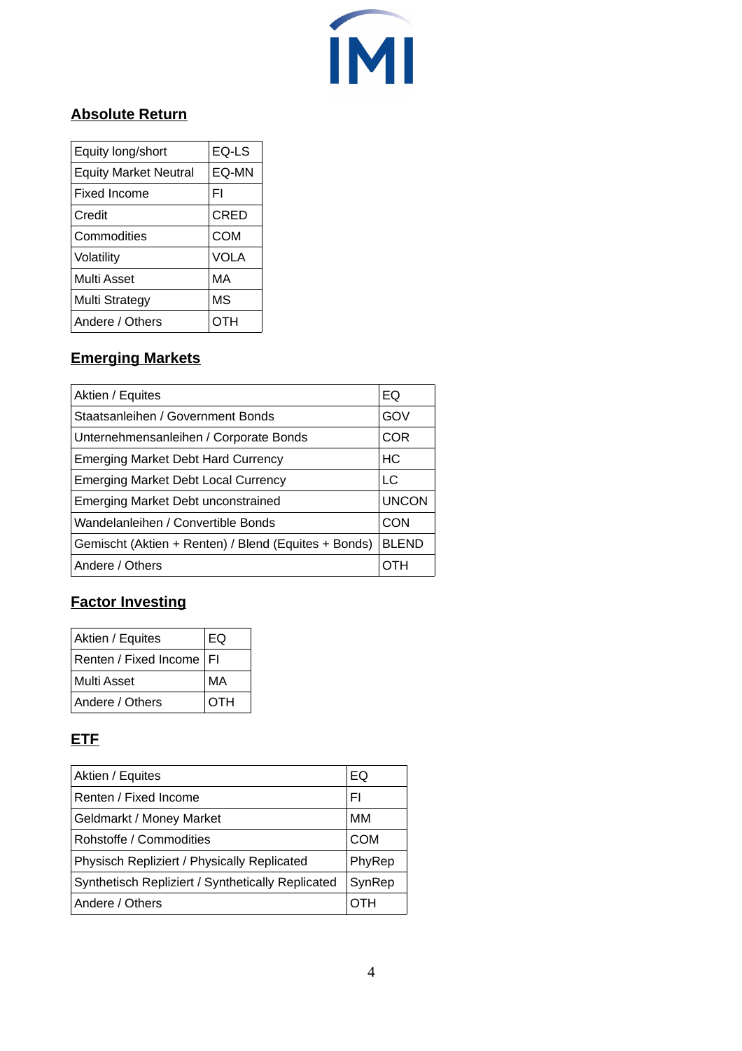## Absolute Return

| | |
|---|---|
| Equity long/short | EQ-LS |
| Equity Market Neutral | EQ-MN |
| Fixed Income | FI |
| Credit | CRED |
| Commodities | COM |
| Volatility | VOLA |
| Multi Asset | MA |
| Multi Strategy | MS |
| Andere / Others | OTH |

## Emerging Markets

| | |
|---|---|
| Aktien / Equites | EQ |
| Staatsanleihen / Government Bonds | GOV |
| Unternehmensanleihen / Corporate Bonds | COR |
| Emerging Market Debt Hard Currency | HC |
| Emerging Market Debt Local Currency | LC |
| Emerging Market Debt unconstrained | UNCON |
| Wandelanleihen / Convertible Bonds | CON |
| Gemischt (Aktien + Renten) / Blend (Equites + Bonds) | BLEND |
| Andere / Others | OTH |

## Factor Investing

| | |
|---|---|
| Aktien / Equites | EQ |
| Renten / Fixed Income | FI |
| Multi Asset | MA |
| Andere / Others | OTH |

## ETF

| | |
|---|---|
| Aktien / Equites | EQ |
| Renten / Fixed Income | FI |
| Geldmarkt / Money Market | MM |
| Rohstoffe / Commodities | COM |
| Physisch Repliziert / Physically Replicated | PhyRep |
| Synthetisch Repliziert / Synthetically Replicated | SynRep |
| Andere / Others | OTH |